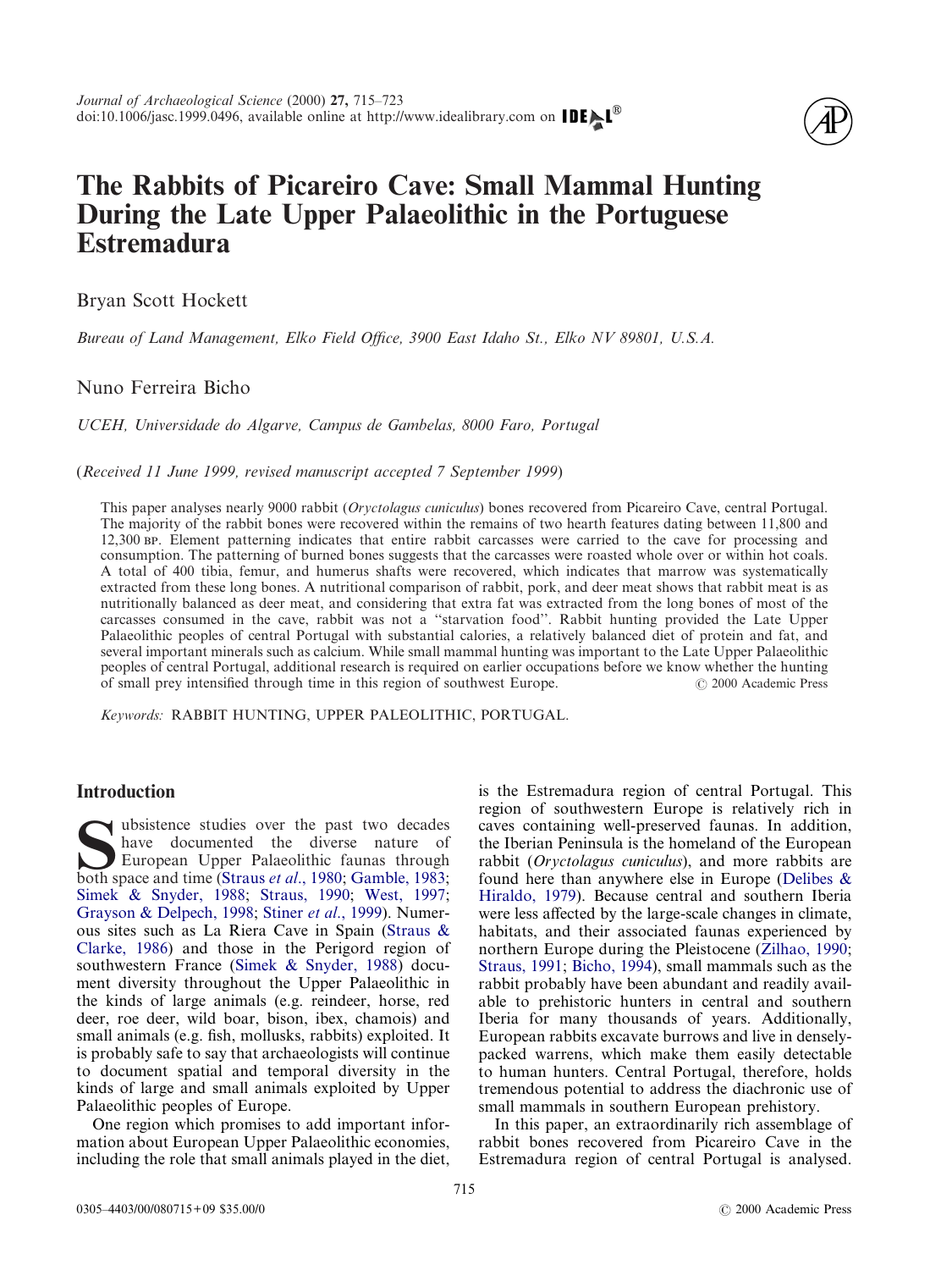# The Rabbits of Picareiro Cave: Small Mammal Hunting During the Late Upper Palaeolithic in the Portuguese Estremadura

Bryan Scott Hockett

*Bureau of Land Management, Elko Field Office, 3900 East Idaho St., Elko NV 89801, U.S.A.*

Nuno Ferreira Bicho

*UCEH, Universidade do Algarve, Campus de Gambelas, 8000 Faro, Portugal*

(*Received 11 June 1999, revised manuscript accepted 7 September 1999*)

This paper analyses nearly 9000 rabbit (*Oryctolagus cuniculus*) bones recovered from Picareiro Cave, central Portugal. The majority of the rabbit bones were recovered within the remains of two hearth features dating between 11,800 and 12,300 BP. Element patterning indicates that entire rabbit carcasses were carried to the cave for processing and consumption. The patterning of burned bones suggests that the carcasses were roasted whole over or within hot coals. A total of 400 tibia, femur, and humerus shafts were recovered, which indicates that marrow was systematically extracted from these long bones. A nutritional comparison of rabbit, pork, and deer meat shows that rabbit meat is as nutritionally balanced as deer meat, and considering that extra fat was extracted from the long bones of most of the carcasses consumed in the cave, rabbit was not a "starvation food". Rabbit hunting provided the Late Upper Palaeolithic peoples of central Portugal with substantial calories, a relatively balanced diet of protein and fat, and several important minerals such as calcium. While small mammal hunting was important to the Late Upper Palaeolithic peoples of central Portugal, additional research is required on earlier occupations before we know whether the hunting of small prey intensified through time in this region of southwest Europe. © 2000 Academic Press

*Keywords:* RABBIT HUNTING, UPPER PALEOLITHIC, PORTUGAL.

## Introduction

Subsistence studies over the past two decades have documented the diverse nature of European Upper Palaeolithic faunas through both space and time (Straus *et al.*, 1980; Gamble, 1983; Simek & Snyder, 1988; Straus, 1990; West, 1997; Grayson & Delpech, 1998; Stiner *et al.*, 1999). Numerous sites such as La Riera Cave in Spain (Straus & Clarke, 1986) and those in the Perigord region of southwestern France (Simek & Snyder, 1988) document diversity throughout the Upper Palaeolithic in the kinds of large animals (e.g. reindeer, horse, red deer, roe deer, wild boar, bison, ibex, chamois) and small animals (e.g. fish, mollusks, rabbits) exploited. It is probably safe to say that archaeologists will continue to document spatial and temporal diversity in the kinds of large and small animals exploited by Upper Palaeolithic peoples of Europe.

One region which promises to add important information about European Upper Palaeolithic economies, including the role that small animals played in the diet, is the Estremadura region of central Portugal. This region of southwestern Europe is relatively rich in caves containing well-preserved faunas. In addition, the Iberian Peninsula is the homeland of the European rabbit (*Oryctolagus cuniculus*), and more rabbits are found here than anywhere else in Europe (Delibes & Hiraldo, 1979). Because central and southern Iberia were less affected by the large-scale changes in climate, habitats, and their associated faunas experienced by northern Europe during the Pleistocene (Zilhao, 1990; Straus, 1991; Bicho, 1994), small mammals such as the rabbit probably have been abundant and readily available to prehistoric hunters in central and southern Iberia for many thousands of years. Additionally, European rabbits excavate burrows and live in densely-packed warrens, which make them easily detectable to human hunters. Central Portugal, therefore, holds tremendous potential to address the diachronic use of small mammals in southern European prehistory.

In this paper, an extraordinarily rich assemblage of rabbit bones recovered from Picareiro Cave in the Estremadura region of central Portugal is analysed.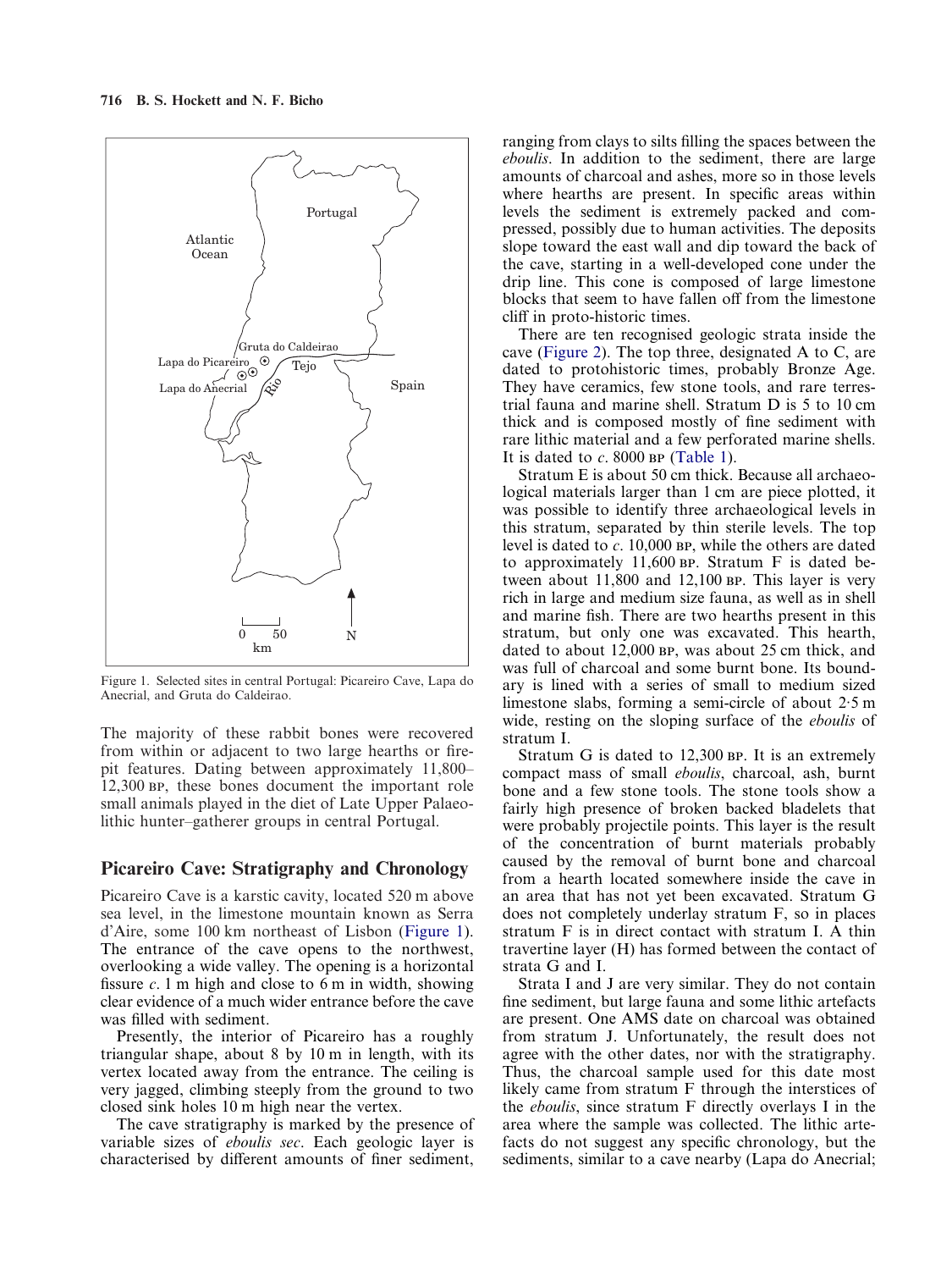Atlantic Ocean

Portugal

Gruta do Caldeirao

Lapa do Picareiro

Tejo

Rio

Lapa do Anecrial

Spain

0 50

km

N

Figure 1. Selected sites in central Portugal: Picareiro Cave, Lapa do Anecrial, and Gruta do Caldeirao.

The majority of these rabbit bones were recovered from within or adjacent to two large hearths or fire-pit features. Dating between approximately 11,800–12,300 BP, these bones document the important role small animals played in the diet of Late Upper Palaeolithic hunter–gatherer groups in central Portugal.

## Picareiro Cave: Stratigraphy and Chronology

Picareiro Cave is a karstic cavity, located 520 m above sea level, in the limestone mountain known as Serra d'Aire, some 100 km northeast of Lisbon (Figure 1). The entrance of the cave opens to the northwest, overlooking a wide valley. The opening is a horizontal fissure *c*. 1 m high and close to 6 m in width, showing clear evidence of a much wider entrance before the cave was filled with sediment.

Presently, the interior of Picareiro has a roughly triangular shape, about 8 by 10 m in length, with its vertex located away from the entrance. The ceiling is very jagged, climbing steeply from the ground to two closed sink holes 10 m high near the vertex.

The cave stratigraphy is marked by the presence of variable sizes of *eboulis sec*. Each geologic layer is characterised by different amounts of finer sediment, ranging from clays to silts filling the spaces between the *eboulis*. In addition to the sediment, there are large amounts of charcoal and ashes, more so in those levels where hearths are present. In specific areas within levels the sediment is extremely packed and compressed, possibly due to human activities. The deposits slope toward the east wall and dip toward the back of the cave, starting in a well-developed cone under the drip line. This cone is composed of large limestone blocks that seem to have fallen off from the limestone cliff in proto-historic times.

There are ten recognised geologic strata inside the cave (Figure 2). The top three, designated A to C, are dated to protohistoric times, probably Bronze Age. They have ceramics, few stone tools, and rare terrestrial fauna and marine shell. Stratum D is 5 to 10 cm thick and is composed mostly of fine sediment with rare lithic material and a few perforated marine shells. It is dated to *c*. 8000 BP (Table 1).

Stratum E is about 50 cm thick. Because all archaeological materials larger than 1 cm are piece plotted, it was possible to identify three archaeological levels in this stratum, separated by thin sterile levels. The top level is dated to *c*. 10,000 BP, while the others are dated to approximately 11,600 BP. Stratum F is dated between about 11,800 and 12,100 BP. This layer is very rich in large and medium size fauna, as well as in shell and marine fish. There are two hearths present in this stratum, but only one was excavated. This hearth, dated to about 12,000 BP, was about 25 cm thick, and was full of charcoal and some burnt bone. Its boundary is lined with a series of small to medium sized limestone slabs, forming a semi-circle of about 2·5 m wide, resting on the sloping surface of the *eboulis* of stratum I.

Stratum G is dated to 12,300 BP. It is an extremely compact mass of small *eboulis*, charcoal, ash, burnt bone and a few stone tools. The stone tools show a fairly high presence of broken backed bladelets that were probably projectile points. This layer is the result of the concentration of burnt materials probably caused by the removal of burnt bone and charcoal from a hearth located somewhere inside the cave in an area that has not yet been excavated. Stratum G does not completely underlay stratum F, so in places stratum F is in direct contact with stratum I. A thin travertine layer (H) has formed between the contact of strata G and I.

Strata I and J are very similar. They do not contain fine sediment, but large fauna and some lithic artefacts are present. One AMS date on charcoal was obtained from stratum J. Unfortunately, the result does not agree with the other dates, nor with the stratigraphy. Thus, the charcoal sample used for this date most likely came from stratum F through the interstices of the *eboulis*, since stratum F directly overlays I in the area where the sample was collected. The lithic artefacts do not suggest any specific chronology, but the sediments, similar to a cave nearby (Lapa do Anecrial;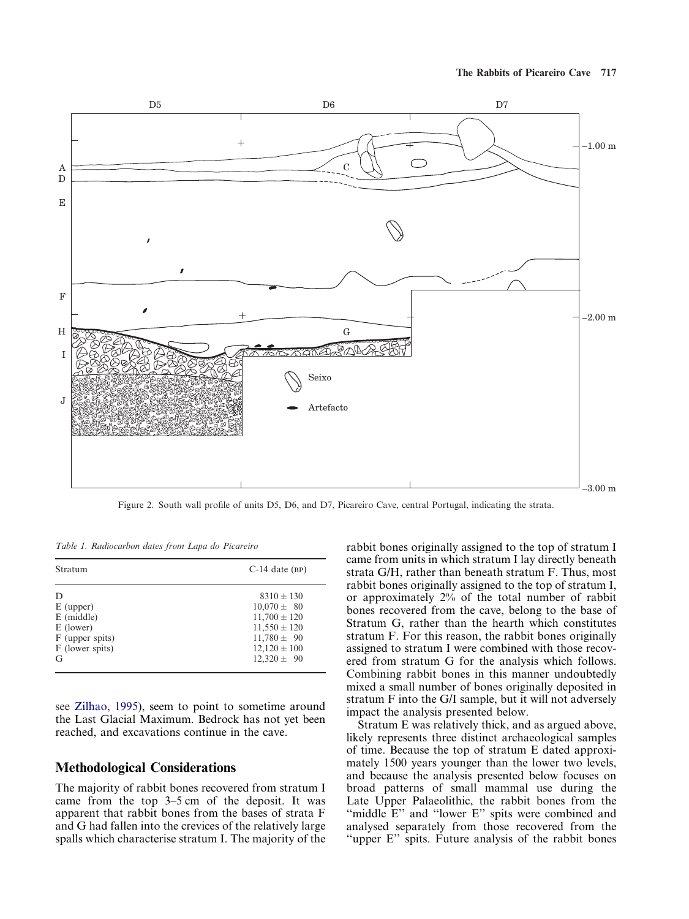D5

D6

D7

A

D

E

F

H

I

J

C

G

−1.00 m

−2.00 m

−3.00 m

Seixo

Artefacto

Figure 2. South wall profile of units D5, D6, and D7, Picareiro Cave, central Portugal, indicating the strata.

*Table 1. Radiocarbon dates from Lapa do Picareiro*

| Stratum | C-14 date (BP) |
|---|---|
| D | 8310 ± 130 |
| E (upper) | 10,070 ± 80 |
| E (middle) | 11,700 ± 120 |
| E (lower) | 11,550 ± 120 |
| F (upper spits) | 11,780 ± 90 |
| F (lower spits) | 12,120 ± 100 |
| G | 12,320 ± 90 |

see Zilhao, 1995), seem to point to sometime around the Last Glacial Maximum. Bedrock has not yet been reached, and excavations continue in the cave.

## Methodological Considerations

The majority of rabbit bones recovered from stratum I came from the top 3–5 cm of the deposit. It was apparent that rabbit bones from the bases of strata F and G had fallen into the crevices of the relatively large spalls which characterise stratum I. The majority of the rabbit bones originally assigned to the top of stratum I came from units in which stratum I lay directly beneath strata G/H, rather than beneath stratum F. Thus, most rabbit bones originally assigned to the top of stratum I, or approximately 2% of the total number of rabbit bones recovered from the cave, belong to the base of Stratum G, rather than the hearth which constitutes stratum F. For this reason, the rabbit bones originally assigned to stratum I were combined with those recovered from stratum G for the analysis which follows. Combining rabbit bones in this manner undoubtedly mixed a small number of bones originally deposited in stratum F into the G/I sample, but it will not adversely impact the analysis presented below.

Stratum E was relatively thick, and as argued above, likely represents three distinct archaeological samples of time. Because the top of stratum E dated approximately 1500 years younger than the lower two levels, and because the analysis presented below focuses on broad patterns of small mammal use during the Late Upper Palaeolithic, the rabbit bones from the "middle E" and "lower E" spits were combined and analysed separately from those recovered from the "upper E" spits. Future analysis of the rabbit bones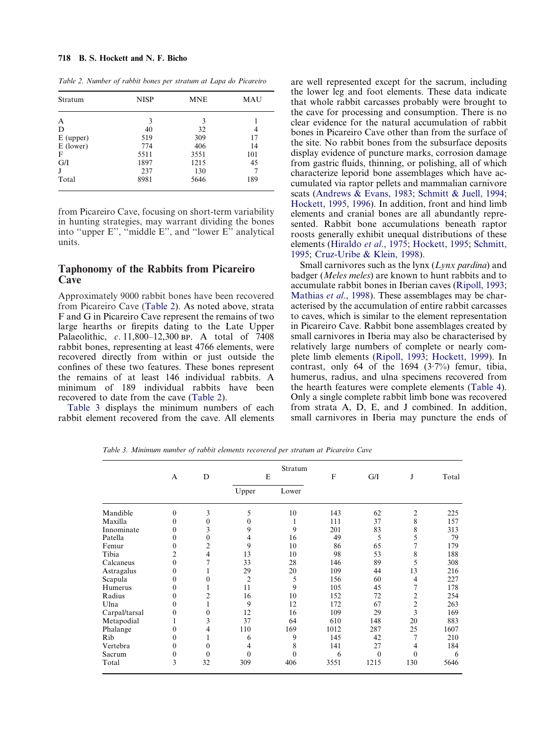Table 2. Number of rabbit bones per stratum at Lapa do Picareiro

| Stratum | NISP | MNE | MAU |
|---|---|---|---|
| A | 3 | 3 | 1 |
| D | 40 | 32 | 4 |
| E (upper) | 519 | 309 | 17 |
| E (lower) | 774 | 406 | 14 |
| F | 5511 | 3551 | 101 |
| G/I | 1897 | 1215 | 45 |
| J | 237 | 130 | 7 |
| Total | 8981 | 5646 | 189 |

from Picareiro Cave, focusing on short-term variability in hunting strategies, may warrant dividing the bones into "upper E", "middle E", and "lower E" analytical units.

## Taphonomy of the Rabbits from Picareiro Cave

Approximately 9000 rabbit bones have been recovered from Picareiro Cave (Table 2). As noted above, strata F and G in Picareiro Cave represent the remains of two large hearths or firepits dating to the Late Upper Palaeolithic, *c.* 11,800–12,300 BP. A total of 7408 rabbit bones, representing at least 4766 elements, were recovered directly from within or just outside the confines of these two features. These bones represent the remains of at least 146 individual rabbits. A minimum of 189 individual rabbits have been recovered to date from the cave (Table 2).

Table 3 displays the minimum numbers of each rabbit element recovered from the cave. All elements are well represented except for the sacrum, including the lower leg and foot elements. These data indicate that whole rabbit carcasses probably were brought to the cave for processing and consumption. There is no clear evidence for the natural accumulation of rabbit bones in Picareiro Cave other than from the surface of the site. No rabbit bones from the subsurface deposits display evidence of puncture marks, corrosion damage from gastric fluids, thinning, or polishing, all of which characterize leporid bone assemblages which have accumulated via raptor pellets and mammalian carnivore scats (Andrews & Evans, 1983; Schmitt & Juell, 1994; Hockett, 1995, 1996). In addition, front and hind limb elements and cranial bones are all abundantly represented. Rabbit bone accumulations beneath raptor roosts generally exhibit unequal distributions of these elements (Hiraldo *et al*., 1975; Hockett, 1995; Schmitt, 1995; Cruz-Uribe & Klein, 1998).

Small carnivores such as the lynx (*Lynx pardina*) and badger (*Meles meles*) are known to hunt rabbits and to accumulate rabbit bones in Iberian caves (Ripoll, 1993; Mathias *et al*., 1998). These assemblages may be characterised by the accumulation of entire rabbit carcasses to caves, which is similar to the element representation in Picareiro Cave. Rabbit bone assemblages created by small carnivores in Iberia may also be characterised by relatively large numbers of complete or nearly complete limb elements (Ripoll, 1993; Hockett, 1999). In contrast, only 64 of the 1694 (3·7%) femur, tibia, humerus, radius, and ulna specimens recovered from the hearth features were complete elements (Table 4). Only a single complete rabbit limb bone was recovered from strata A, D, E, and J combined. In addition, small carnivores in Iberia may puncture the ends of

Table 3. Minimum number of rabbit elements recovered per stratum at Picareiro Cave

| | Stratum | | | | | | | |
|---|---|---|---|---|---|---|---|---|
| | A | D | E | | F | G/I | J | Total |
| | | | Upper | Lower | | | | |
| Mandible | 0 | 3 | 5 | 10 | 143 | 62 | 2 | 225 |
| Maxilla | 0 | 0 | 0 | 1 | 111 | 37 | 8 | 157 |
| Innominate | 0 | 3 | 9 | 9 | 201 | 83 | 8 | 313 |
| Patella | 0 | 0 | 4 | 16 | 49 | 5 | 5 | 79 |
| Femur | 0 | 2 | 9 | 10 | 86 | 65 | 7 | 179 |
| Tibia | 2 | 4 | 13 | 10 | 98 | 53 | 8 | 188 |
| Calcaneus | 0 | 7 | 33 | 28 | 146 | 89 | 5 | 308 |
| Astragalus | 0 | 1 | 29 | 20 | 109 | 44 | 13 | 216 |
| Scapula | 0 | 0 | 2 | 5 | 156 | 60 | 4 | 227 |
| Humerus | 0 | 1 | 11 | 9 | 105 | 45 | 7 | 178 |
| Radius | 0 | 2 | 16 | 10 | 152 | 72 | 2 | 254 |
| Ulna | 0 | 1 | 9 | 12 | 172 | 67 | 2 | 263 |
| Carpal/tarsal | 0 | 0 | 12 | 16 | 109 | 29 | 3 | 169 |
| Metapodial | 1 | 3 | 37 | 64 | 610 | 148 | 20 | 883 |
| Phalange | 0 | 4 | 110 | 169 | 1012 | 287 | 25 | 1607 |
| Rib | 0 | 1 | 6 | 9 | 145 | 42 | 7 | 210 |
| Vertebra | 0 | 0 | 4 | 8 | 141 | 27 | 4 | 184 |
| Sacrum | 0 | 0 | 0 | 0 | 6 | 0 | 0 | 6 |
| Total | 3 | 32 | 309 | 406 | 3551 | 1215 | 130 | 5646 |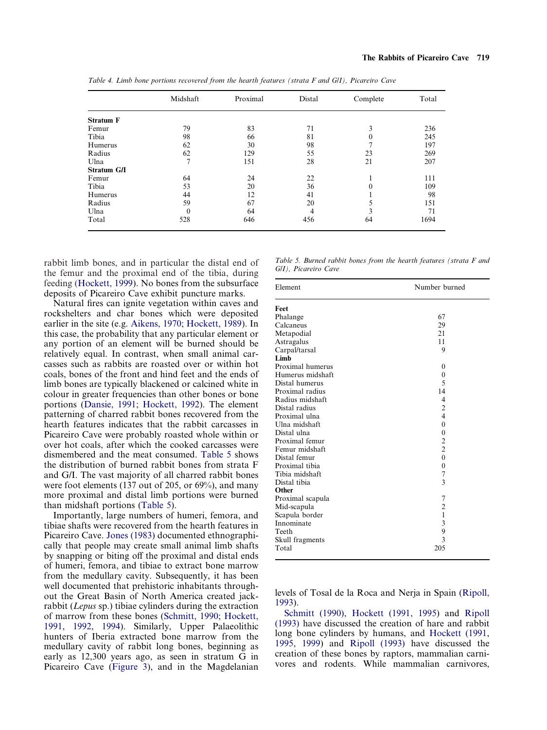Table 4. Limb bone portions recovered from the hearth features (strata F and G/I), Picareiro Cave

| | Midshaft | Proximal | Distal | Complete | Total |
|---|---|---|---|---|---|
| **Stratum F** | | | | | |
| Femur | 79 | 83 | 71 | 3 | 236 |
| Tibia | 98 | 66 | 81 | 0 | 245 |
| Humerus | 62 | 30 | 98 | 7 | 197 |
| Radius | 62 | 129 | 55 | 23 | 269 |
| Ulna | 7 | 151 | 28 | 21 | 207 |
| **Stratum G/I** | | | | | |
| Femur | 64 | 24 | 22 | 1 | 111 |
| Tibia | 53 | 20 | 36 | 0 | 109 |
| Humerus | 44 | 12 | 41 | 1 | 98 |
| Radius | 59 | 67 | 20 | 5 | 151 |
| Ulna | 0 | 64 | 4 | 3 | 71 |
| Total | 528 | 646 | 456 | 64 | 1694 |

rabbit limb bones, and in particular the distal end of the femur and the proximal end of the tibia, during feeding (Hockett, 1999). No bones from the subsurface deposits of Picareiro Cave exhibit puncture marks.

Natural fires can ignite vegetation within caves and rockshelters and char bones which were deposited earlier in the site (e.g. Aikens, 1970; Hockett, 1989). In this case, the probability that any particular element or any portion of an element will be burned should be relatively equal. In contrast, when small animal carcasses such as rabbits are roasted over or within hot coals, bones of the front and hind feet and the ends of limb bones are typically blackened or calcined white in colour in greater frequencies than other bones or bone portions (Dansie, 1991; Hockett, 1992). The element patterning of charred rabbit bones recovered from the hearth features indicates that the rabbit carcasses in Picareiro Cave were probably roasted whole within or over hot coals, after which the cooked carcasses were dismembered and the meat consumed. Table 5 shows the distribution of burned rabbit bones from strata F and G/I. The vast majority of all charred rabbit bones were foot elements (137 out of 205, or 69%), and many more proximal and distal limb portions were burned than midshaft portions (Table 5).

Importantly, large numbers of humeri, femora, and tibiae shafts were recovered from the hearth features in Picareiro Cave. Jones (1983) documented ethnographically that people may create small animal limb shafts by snapping or biting off the proximal and distal ends of humeri, femora, and tibiae to extract bone marrow from the medullary cavity. Subsequently, it has been well documented that prehistoric inhabitants throughout the Great Basin of North America created jackrabbit (*Lepus* sp.) tibiae cylinders during the extraction of marrow from these bones (Schmitt, 1990; Hockett, 1991, 1992, 1994). Similarly, Upper Palaeolithic hunters of Iberia extracted bone marrow from the medullary cavity of rabbit long bones, beginning as early as 12,300 years ago, as seen in stratum G in Picareiro Cave (Figure 3), and in the Magdelanian levels of Tosal de la Roca and Nerja in Spain (Ripoll, 1993).

Table 5. Burned rabbit bones from the hearth features (strata F and G/I), Picareiro Cave

| Element | Number burned |
|---|---|
| **Feet** | |
| Phalange | 67 |
| Calcaneus | 29 |
| Metapodial | 21 |
| Astragalus | 11 |
| Carpal/tarsal | 9 |
| **Limb** | |
| Proximal humerus | 0 |
| Humerus midshaft | 0 |
| Distal humerus | 5 |
| Proximal radius | 14 |
| Radius midshaft | 4 |
| Distal radius | 2 |
| Proximal ulna | 4 |
| Ulna midshaft | 0 |
| Distal ulna | 0 |
| Proximal femur | 2 |
| Femur midshaft | 2 |
| Distal femur | 0 |
| Proximal tibia | 0 |
| Tibia midshaft | 7 |
| Distal tibia | 3 |
| **Other** | |
| Proximal scapula | 7 |
| Mid-scapula | 2 |
| Scapula border | 1 |
| Innominate | 3 |
| Teeth | 9 |
| Skull fragments | 3 |
| Total | 205 |

Schmitt (1990), Hockett (1991, 1995) and Ripoll (1993) have discussed the creation of hare and rabbit long bone cylinders by humans, and Hockett (1991, 1995, 1999) and Ripoll (1993) have discussed the creation of these bones by raptors, mammalian carnivores and rodents. While mammalian carnivores,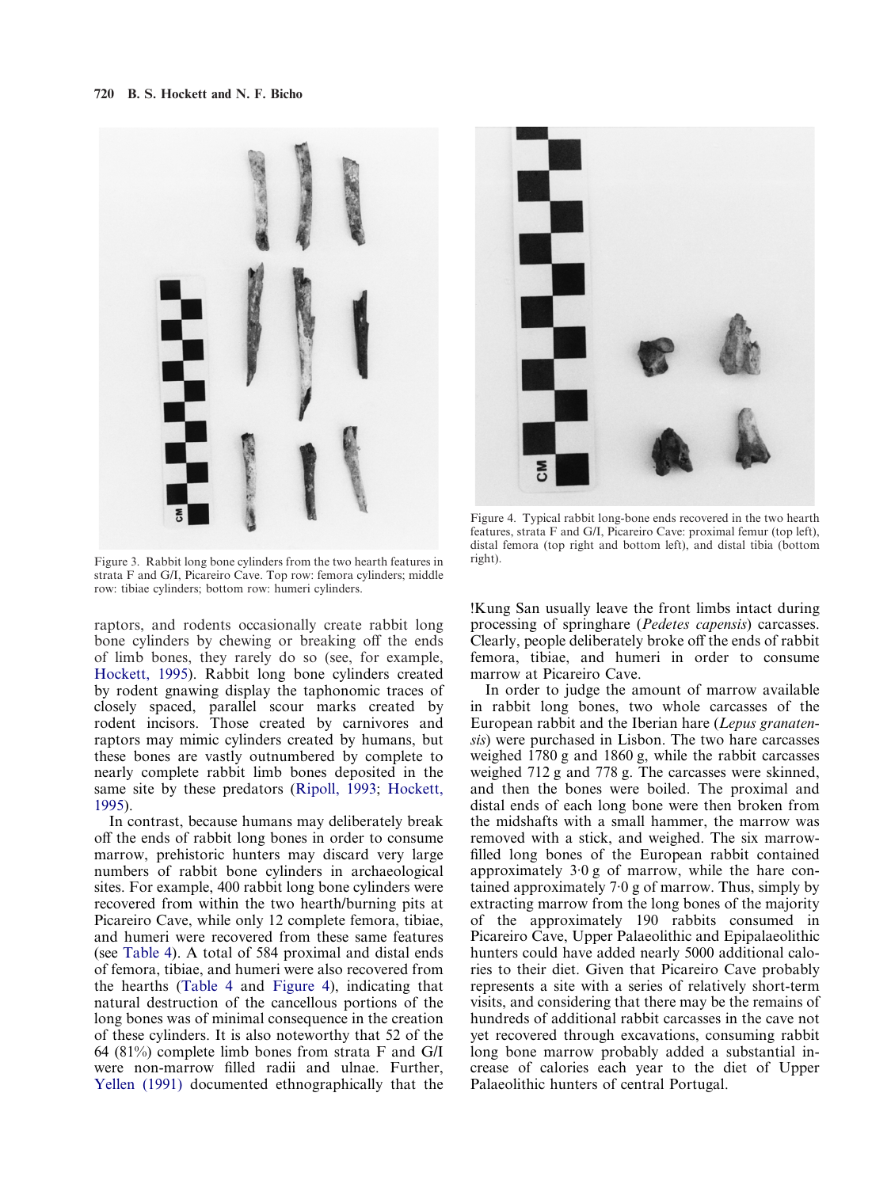Figure 3. Rabbit long bone cylinders from the two hearth features in strata F and G/I, Picareiro Cave. Top row: femora cylinders; middle row: tibiae cylinders; bottom row: humeri cylinders.

Figure 4. Typical rabbit long-bone ends recovered in the two hearth features, strata F and G/I, Picareiro Cave: proximal femur (top left), distal femora (top right and bottom left), and distal tibia (bottom right).

raptors, and rodents occasionally create rabbit long bone cylinders by chewing or breaking off the ends of limb bones, they rarely do so (see, for example, Hockett, 1995). Rabbit long bone cylinders created by rodent gnawing display the taphonomic traces of closely spaced, parallel scour marks created by rodent incisors. Those created by carnivores and raptors may mimic cylinders created by humans, but these bones are vastly outnumbered by complete to nearly complete rabbit limb bones deposited in the same site by these predators (Ripoll, 1993; Hockett, 1995).

In contrast, because humans may deliberately break off the ends of rabbit long bones in order to consume marrow, prehistoric hunters may discard very large numbers of rabbit bone cylinders in archaeological sites. For example, 400 rabbit long bone cylinders were recovered from within the two hearth/burning pits at Picareiro Cave, while only 12 complete femora, tibiae, and humeri were recovered from these same features (see Table 4). A total of 584 proximal and distal ends of femora, tibiae, and humeri were also recovered from the hearths (Table 4 and Figure 4), indicating that natural destruction of the cancellous portions of the long bones was of minimal consequence in the creation of these cylinders. It is also noteworthy that 52 of the 64 (81%) complete limb bones from strata F and G/I were non-marrow filled radii and ulnae. Further, Yellen (1991) documented ethnographically that the !Kung San usually leave the front limbs intact during processing of springhare (*Pedetes capensis*) carcasses. Clearly, people deliberately broke off the ends of rabbit femora, tibiae, and humeri in order to consume marrow at Picareiro Cave.

In order to judge the amount of marrow available in rabbit long bones, two whole carcasses of the European rabbit and the Iberian hare (*Lepus granatensis*) were purchased in Lisbon. The two hare carcasses weighed 1780 g and 1860 g, while the rabbit carcasses weighed 712 g and 778 g. The carcasses were skinned, and then the bones were boiled. The proximal and distal ends of each long bone were then broken from the midshafts with a small hammer, the marrow was removed with a stick, and weighed. The six marrow-filled long bones of the European rabbit contained approximately 3·0 g of marrow, while the hare contained approximately 7·0 g of marrow. Thus, simply by extracting marrow from the long bones of the majority of the approximately 190 rabbits consumed in Picareiro Cave, Upper Palaeolithic and Epipalaeolithic hunters could have added nearly 5000 additional calories to their diet. Given that Picareiro Cave probably represents a site with a series of relatively short-term visits, and considering that there may be the remains of hundreds of additional rabbit carcasses in the cave not yet recovered through excavations, consuming rabbit long bone marrow probably added a substantial increase of calories each year to the diet of Upper Palaeolithic hunters of central Portugal.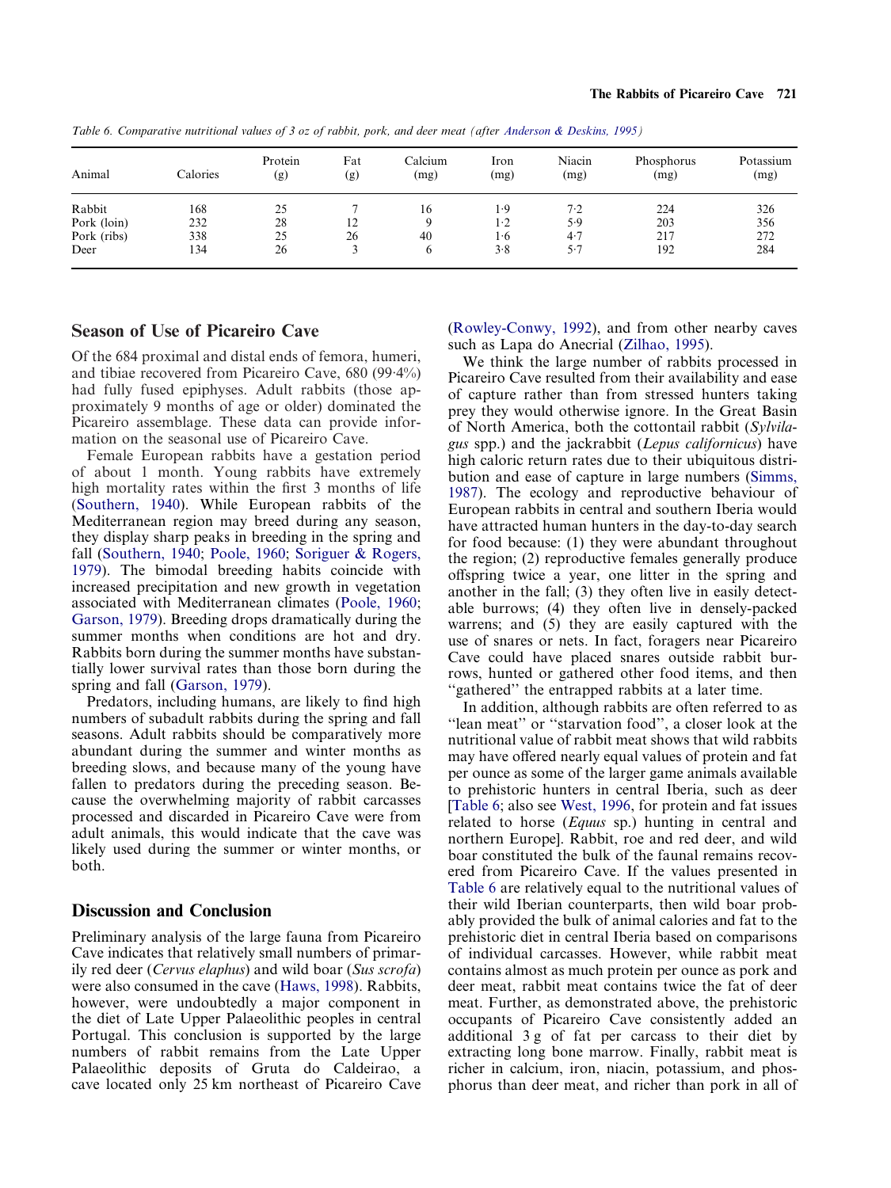Table 6. *Comparative nutritional values of 3 oz of rabbit, pork, and deer meat (after Anderson & Deskins, 1995)*

| Animal | Calories | Protein (g) | Fat (g) | Calcium (mg) | Iron (mg) | Niacin (mg) | Phosphorus (mg) | Potassium (mg) |
|---|---|---|---|---|---|---|---|---|
| Rabbit | 168 | 25 | 7 | 16 | 1·9 | 7·2 | 224 | 326 |
| Pork (loin) | 232 | 28 | 12 | 9 | 1·2 | 5·9 | 203 | 356 |
| Pork (ribs) | 338 | 25 | 26 | 40 | 1·6 | 4·7 | 217 | 272 |
| Deer | 134 | 26 | 3 | 6 | 3·8 | 5·7 | 192 | 284 |

## Season of Use of Picareiro Cave

Of the 684 proximal and distal ends of femora, humeri, and tibiae recovered from Picareiro Cave, 680 (99·4%) had fully fused epiphyses. Adult rabbits (those approximately 9 months of age or older) dominated the Picareiro assemblage. These data can provide information on the seasonal use of Picareiro Cave.

Female European rabbits have a gestation period of about 1 month. Young rabbits have extremely high mortality rates within the first 3 months of life (Southern, 1940). While European rabbits of the Mediterranean region may breed during any season, they display sharp peaks in breeding in the spring and fall (Southern, 1940; Poole, 1960; Soriguer & Rogers, 1979). The bimodal breeding habits coincide with increased precipitation and new growth in vegetation associated with Mediterranean climates (Poole, 1960; Garson, 1979). Breeding drops dramatically during the summer months when conditions are hot and dry. Rabbits born during the summer months have substantially lower survival rates than those born during the spring and fall (Garson, 1979).

Predators, including humans, are likely to find high numbers of subadult rabbits during the spring and fall seasons. Adult rabbits should be comparatively more abundant during the summer and winter months as breeding slows, and because many of the young have fallen to predators during the preceding season. Because the overwhelming majority of rabbit carcasses processed and discarded in Picareiro Cave were from adult animals, this would indicate that the cave was likely used during the summer or winter months, or both.

## Discussion and Conclusion

Preliminary analysis of the large fauna from Picareiro Cave indicates that relatively small numbers of primarily red deer (*Cervus elaphus*) and wild boar (*Sus scrofa*) were also consumed in the cave (Haws, 1998). Rabbits, however, were undoubtedly a major component in the diet of Late Upper Palaeolithic peoples in central Portugal. This conclusion is supported by the large numbers of rabbit remains from the Late Upper Palaeolithic deposits of Gruta do Caldeirao, a cave located only 25 km northeast of Picareiro Cave (Rowley-Conwy, 1992), and from other nearby caves such as Lapa do Anecrial (Zilhao, 1995).

We think the large number of rabbits processed in Picareiro Cave resulted from their availability and ease of capture rather than from stressed hunters taking prey they would otherwise ignore. In the Great Basin of North America, both the cottontail rabbit (*Sylvilagus* spp.) and the jackrabbit (*Lepus californicus*) have high caloric return rates due to their ubiquitous distribution and ease of capture in large numbers (Simms, 1987). The ecology and reproductive behaviour of European rabbits in central and southern Iberia would have attracted human hunters in the day-to-day search for food because: (1) they were abundant throughout the region; (2) reproductive females generally produce offspring twice a year, one litter in the spring and another in the fall; (3) they often live in easily detectable burrows; (4) they often live in densely-packed warrens; and (5) they are easily captured with the use of snares or nets. In fact, foragers near Picareiro Cave could have placed snares outside rabbit burrows, hunted or gathered other food items, and then "gathered" the entrapped rabbits at a later time.

In addition, although rabbits are often referred to as "lean meat" or "starvation food", a closer look at the nutritional value of rabbit meat shows that wild rabbits may have offered nearly equal values of protein and fat per ounce as some of the larger game animals available to prehistoric hunters in central Iberia, such as deer [Table 6; also see West, 1996, for protein and fat issues related to horse (*Equus* sp.) hunting in central and northern Europe]. Rabbit, roe and red deer, and wild boar constituted the bulk of the faunal remains recovered from Picareiro Cave. If the values presented in Table 6 are relatively equal to the nutritional values of their wild Iberian counterparts, then wild boar probably provided the bulk of animal calories and fat to the prehistoric diet in central Iberia based on comparisons of individual carcasses. However, while rabbit meat contains almost as much protein per ounce as pork and deer meat, rabbit meat contains twice the fat of deer meat. Further, as demonstrated above, the prehistoric occupants of Picareiro Cave consistently added an additional 3 g of fat per carcass to their diet by extracting long bone marrow. Finally, rabbit meat is richer in calcium, iron, niacin, potassium, and phosphorus than deer meat, and richer than pork in all of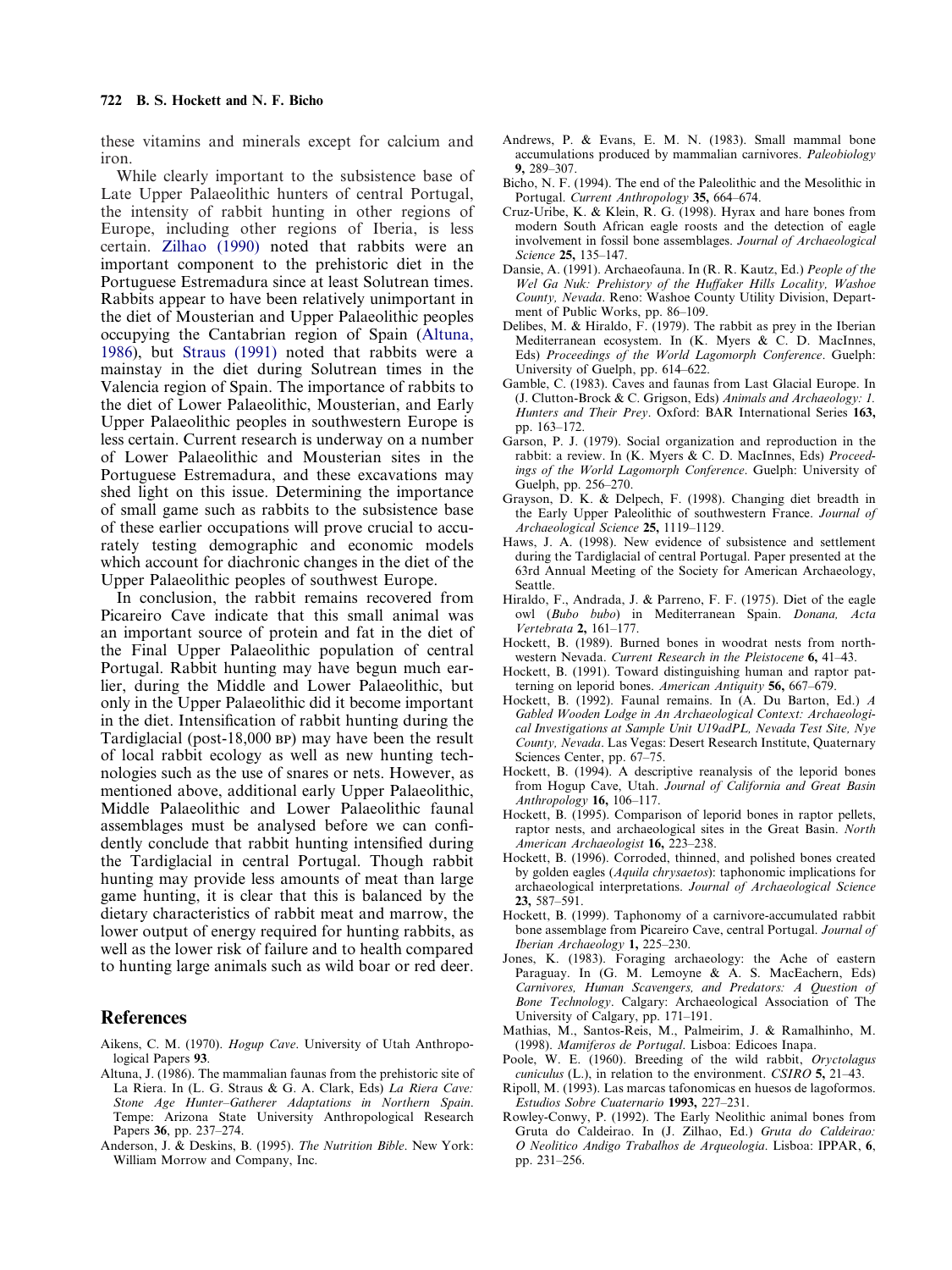these vitamins and minerals except for calcium and iron.

While clearly important to the subsistence base of Late Upper Palaeolithic hunters of central Portugal, the intensity of rabbit hunting in other regions of Europe, including other regions of Iberia, is less certain. Zilhao (1990) noted that rabbits were an important component to the prehistoric diet in the Portuguese Estremadura since at least Solutrean times. Rabbits appear to have been relatively unimportant in the diet of Mousterian and Upper Palaeolithic peoples occupying the Cantabrian region of Spain (Altuna, 1986), but Straus (1991) noted that rabbits were a mainstay in the diet during Solutrean times in the Valencia region of Spain. The importance of rabbits to the diet of Lower Palaeolithic, Mousterian, and Early Upper Palaeolithic peoples in southwestern Europe is less certain. Current research is underway on a number of Lower Palaeolithic and Mousterian sites in the Portuguese Estremadura, and these excavations may shed light on this issue. Determining the importance of small game such as rabbits to the subsistence base of these earlier occupations will prove crucial to accurately testing demographic and economic models which account for diachronic changes in the diet of the Upper Palaeolithic peoples of southwest Europe.

In conclusion, the rabbit remains recovered from Picareiro Cave indicate that this small animal was an important source of protein and fat in the diet of the Final Upper Palaeolithic population of central Portugal. Rabbit hunting may have begun much earlier, during the Middle and Lower Palaeolithic, but only in the Upper Palaeolithic did it become important in the diet. Intensification of rabbit hunting during the Tardiglacial (post-18,000 BP) may have been the result of local rabbit ecology as well as new hunting technologies such as the use of snares or nets. However, as mentioned above, additional early Upper Palaeolithic, Middle Palaeolithic and Lower Palaeolithic faunal assemblages must be analysed before we can confidently conclude that rabbit hunting intensified during the Tardiglacial in central Portugal. Though rabbit hunting may provide less amounts of meat than large game hunting, it is clear that this is balanced by the dietary characteristics of rabbit meat and marrow, the lower output of energy required for hunting rabbits, as well as the lower risk of failure and to health compared to hunting large animals such as wild boar or red deer.

## References

Aikens, C. M. (1970). *Hogup Cave*. University of Utah Anthropological Papers **93**.

Altuna, J. (1986). The mammalian faunas from the prehistoric site of La Riera. In (L. G. Straus & G. A. Clark, Eds) *La Riera Cave: Stone Age Hunter–Gatherer Adaptations in Northern Spain*. Tempe: Arizona State University Anthropological Research Papers **36**, pp. 237–274.

Anderson, J. & Deskins, B. (1995). *The Nutrition Bible*. New York: William Morrow and Company, Inc.

Andrews, P. & Evans, E. M. N. (1983). Small mammal bone accumulations produced by mammalian carnivores. *Paleobiology* **9,** 289–307.

Bicho, N. F. (1994). The end of the Paleolithic and the Mesolithic in Portugal. *Current Anthropology* **35,** 664–674.

Cruz-Uribe, K. & Klein, R. G. (1998). Hyrax and hare bones from modern South African eagle roosts and the detection of eagle involvement in fossil bone assemblages. *Journal of Archaeological Science* **25,** 135–147.

Dansie, A. (1991). Archaeofauna. In (R. R. Kautz, Ed.) *People of the Wel Ga Nuk: Prehistory of the Huffaker Hills Locality, Washoe County, Nevada*. Reno: Washoe County Utility Division, Department of Public Works, pp. 86–109.

Delibes, M. & Hiraldo, F. (1979). The rabbit as prey in the Iberian Mediterranean ecosystem. In (K. Myers & C. D. MacInnes, Eds) *Proceedings of the World Lagomorph Conference*. Guelph: University of Guelph, pp. 614–622.

Gamble, C. (1983). Caves and faunas from Last Glacial Europe. In (J. Clutton-Brock & C. Grigson, Eds) *Animals and Archaeology: 1. Hunters and Their Prey*. Oxford: BAR International Series **163,** pp. 163–172.

Garson, P. J. (1979). Social organization and reproduction in the rabbit: a review. In (K. Myers & C. D. MacInnes, Eds) *Proceedings of the World Lagomorph Conference*. Guelph: University of Guelph, pp. 256–270.

Grayson, D. K. & Delpech, F. (1998). Changing diet breadth in the Early Upper Paleolithic of southwestern France. *Journal of Archaeological Science* **25,** 1119–1129.

Haws, J. A. (1998). New evidence of subsistence and settlement during the Tardiglacial of central Portugal. Paper presented at the 63rd Annual Meeting of the Society for American Archaeology, Seattle.

Hiraldo, F., Andrada, J. & Parreno, F. F. (1975). Diet of the eagle owl (*Bubo bubo*) in Mediterranean Spain. *Donana, Acta Vertebrata* **2,** 161–177.

Hockett, B. (1989). Burned bones in woodrat nests from northwestern Nevada. *Current Research in the Pleistocene* **6,** 41–43.

Hockett, B. (1991). Toward distinguishing human and raptor patterning on leporid bones. *American Antiquity* **56,** 667–679.

Hockett, B. (1992). Faunal remains. In (A. Du Barton, Ed.) *A Gabled Wooden Lodge in An Archaeological Context: Archaeological Investigations at Sample Unit U19adPL, Nevada Test Site, Nye County, Nevada*. Las Vegas: Desert Research Institute, Quaternary Sciences Center, pp. 67–75.

Hockett, B. (1994). A descriptive reanalysis of the leporid bones from Hogup Cave, Utah. *Journal of California and Great Basin Anthropology* **16,** 106–117.

Hockett, B. (1995). Comparison of leporid bones in raptor pellets, raptor nests, and archaeological sites in the Great Basin. *North American Archaeologist* **16,** 223–238.

Hockett, B. (1996). Corroded, thinned, and polished bones created by golden eagles (*Aquila chrysaetos*): taphonomic implications for archaeological interpretations. *Journal of Archaeological Science* **23,** 587–591.

Hockett, B. (1999). Taphonomy of a carnivore-accumulated rabbit bone assemblage from Picareiro Cave, central Portugal. *Journal of Iberian Archaeology* **1,** 225–230.

Jones, K. (1983). Foraging archaeology: the Ache of eastern Paraguay. In (G. M. Lemoyne & A. S. MacEachern, Eds) *Carnivores, Human Scavengers, and Predators: A Question of Bone Technology*. Calgary: Archaeological Association of The University of Calgary, pp. 171–191.

Mathias, M., Santos-Reis, M., Palmeirim, J. & Ramalhinho, M. (1998). *Mamiferos de Portugal*. Lisboa: Edicoes Inapa.

Poole, W. E. (1960). Breeding of the wild rabbit, *Oryctolagus cuniculus* (L.), in relation to the environment. *CSIRO* **5,** 21–43.

Ripoll, M. (1993). Las marcas tafonomicas en huesos de lagoformos. *Estudios Sobre Cuaternario* **1993,** 227–231.

Rowley-Conwy, P. (1992). The Early Neolithic animal bones from Gruta do Caldeirao. In (J. Zilhao, Ed.) *Gruta do Caldeirao: O Neolitico Andigo Trabalhos de Arqueologia*. Lisboa: IPPAR, **6**, pp. 231–256.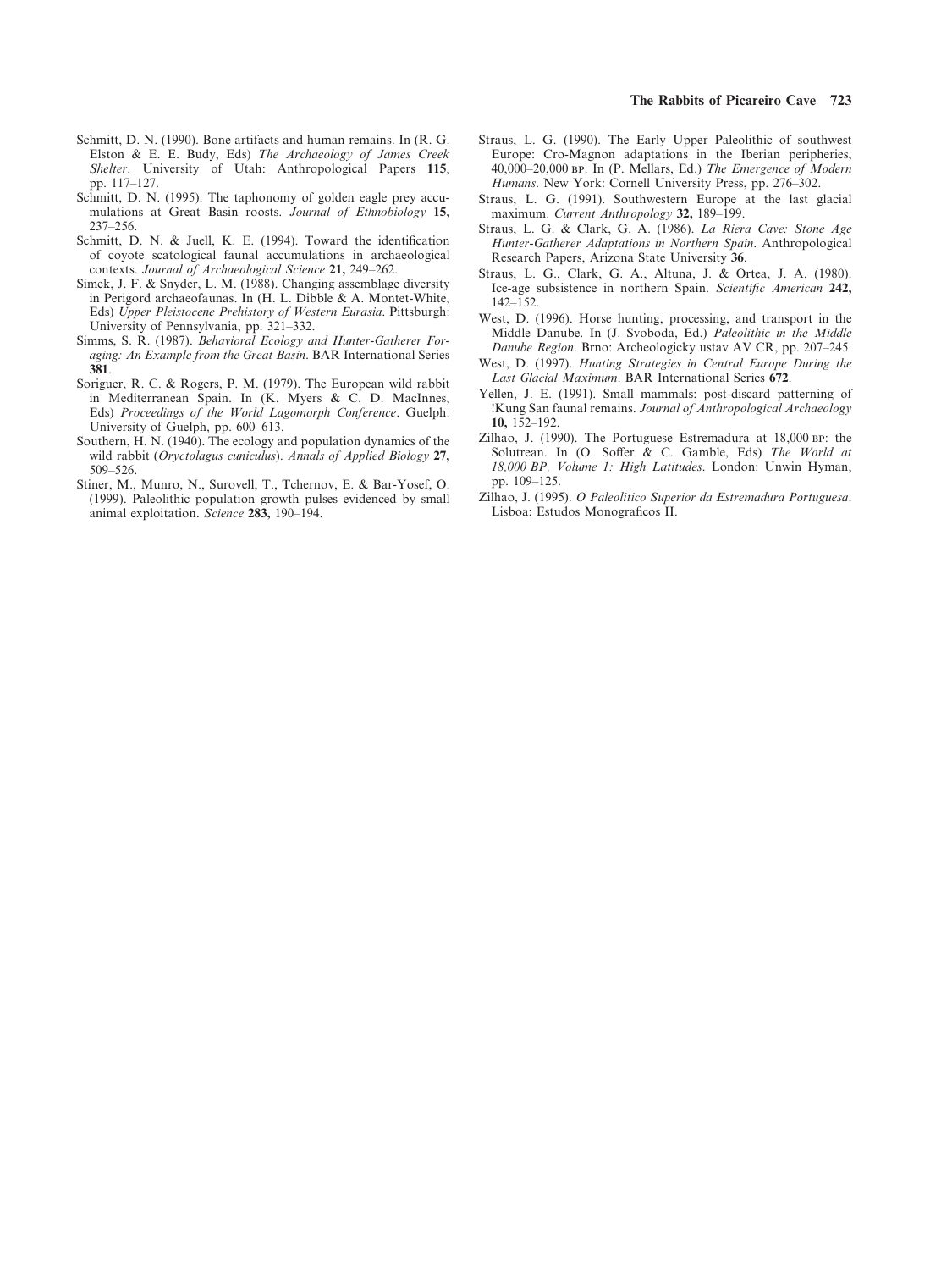Schmitt, D. N. (1990). Bone artifacts and human remains. In (R. G. Elston & E. E. Budy, Eds) *The Archaeology of James Creek Shelter*. University of Utah: Anthropological Papers **115**, pp. 117–127.

Schmitt, D. N. (1995). The taphonomy of golden eagle prey accumulations at Great Basin roosts. *Journal of Ethnobiology* **15,** 237–256.

Schmitt, D. N. & Juell, K. E. (1994). Toward the identification of coyote scatological faunal accumulations in archaeological contexts. *Journal of Archaeological Science* **21,** 249–262.

Simek, J. F. & Snyder, L. M. (1988). Changing assemblage diversity in Perigord archaeofaunas. In (H. L. Dibble & A. Montet-White, Eds) *Upper Pleistocene Prehistory of Western Eurasia*. Pittsburgh: University of Pennsylvania, pp. 321–332.

Simms, S. R. (1987). *Behavioral Ecology and Hunter-Gatherer Foraging: An Example from the Great Basin*. BAR International Series **381**.

Soriguer, R. C. & Rogers, P. M. (1979). The European wild rabbit in Mediterranean Spain. In (K. Myers & C. D. MacInnes, Eds) *Proceedings of the World Lagomorph Conference*. Guelph: University of Guelph, pp. 600–613.

Southern, H. N. (1940). The ecology and population dynamics of the wild rabbit (*Oryctolagus cuniculus*). *Annals of Applied Biology* **27,** 509–526.

Stiner, M., Munro, N., Surovell, T., Tchernov, E. & Bar-Yosef, O. (1999). Paleolithic population growth pulses evidenced by small animal exploitation. *Science* **283,** 190–194.

Straus, L. G. (1990). The Early Upper Paleolithic of southwest Europe: Cro-Magnon adaptations in the Iberian peripheries, 40,000–20,000 BP. In (P. Mellars, Ed.) *The Emergence of Modern Humans*. New York: Cornell University Press, pp. 276–302.

Straus, L. G. (1991). Southwestern Europe at the last glacial maximum. *Current Anthropology* **32,** 189–199.

Straus, L. G. & Clark, G. A. (1986). *La Riera Cave: Stone Age Hunter-Gatherer Adaptations in Northern Spain*. Anthropological Research Papers, Arizona State University **36**.

Straus, L. G., Clark, G. A., Altuna, J. & Ortea, J. A. (1980). Ice-age subsistence in northern Spain. *Scientific American* **242,** 142–152.

West, D. (1996). Horse hunting, processing, and transport in the Middle Danube. In (J. Svoboda, Ed.) *Paleolithic in the Middle Danube Region*. Brno: Archeologicky ustav AV CR, pp. 207–245.

West, D. (1997). *Hunting Strategies in Central Europe During the Last Glacial Maximum*. BAR International Series **672**.

Yellen, J. E. (1991). Small mammals: post-discard patterning of !Kung San faunal remains. *Journal of Anthropological Archaeology* **10,** 152–192.

Zilhao, J. (1990). The Portuguese Estremadura at 18,000 BP: the Solutrean. In (O. Soffer & C. Gamble, Eds) *The World at 18,000 BP, Volume 1: High Latitudes*. London: Unwin Hyman, pp. 109–125.

Zilhao, J. (1995). *O Paleolitico Superior da Estremadura Portuguesa*. Lisboa: Estudos Monograficos II.